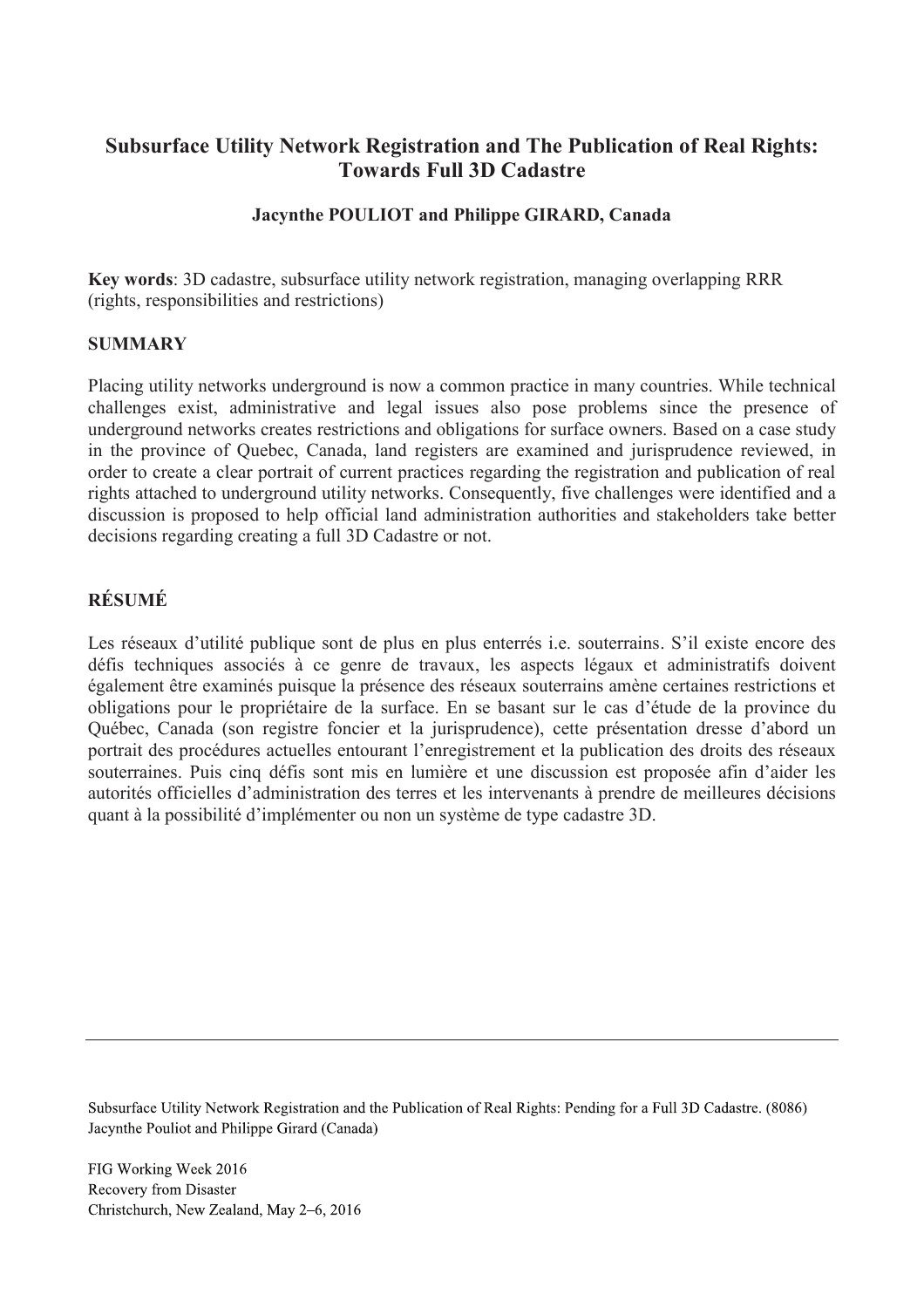# Subsurface Utility Network Registration and The Publication of Real Rights: Towards Full 3D Cadastre

**Jacynthe POULIOT and Philippe GIRARD, Canada**

**Key words**: 3D cadastre, subsurface utility network registration, managing overlapping RRR (rights, responsibilities and restrictions)

## SUMMARY

Placing utility networks underground is now a common practice in many countries. While technical challenges exist, administrative and legal issues also pose problems since the presence of underground networks creates restrictions and obligations for surface owners. Based on a case study in the province of Quebec, Canada, land registers are examined and jurisprudence reviewed, in order to create a clear portrait of current practices regarding the registration and publication of real rights attached to underground utility networks. Consequently, five challenges were identified and a discussion is proposed to help official land administration authorities and stakeholders take better decisions regarding creating a full 3D Cadastre or not.

## RÉSUMÉ

Les réseaux d'utilité publique sont de plus en plus enterrés i.e. souterrains. S'il existe encore des défis techniques associés à ce genre de travaux, les aspects légaux et administratifs doivent également être examinés puisque la présence des réseaux souterrains amène certaines restrictions et obligations pour le propriétaire de la surface. En se basant sur le cas d'étude de la province du Québec, Canada (son registre foncier et la jurisprudence), cette présentation dresse d'abord un portrait des procédures actuelles entourant l'enregistrement et la publication des droits des réseaux souterraines. Puis cinq défis sont mis en lumière et une discussion est proposée afin d'aider les autorités officielles d'administration des terres et les intervenants à prendre de meilleures décisions quant à la possibilité d'implémenter ou non un système de type cadastre 3D.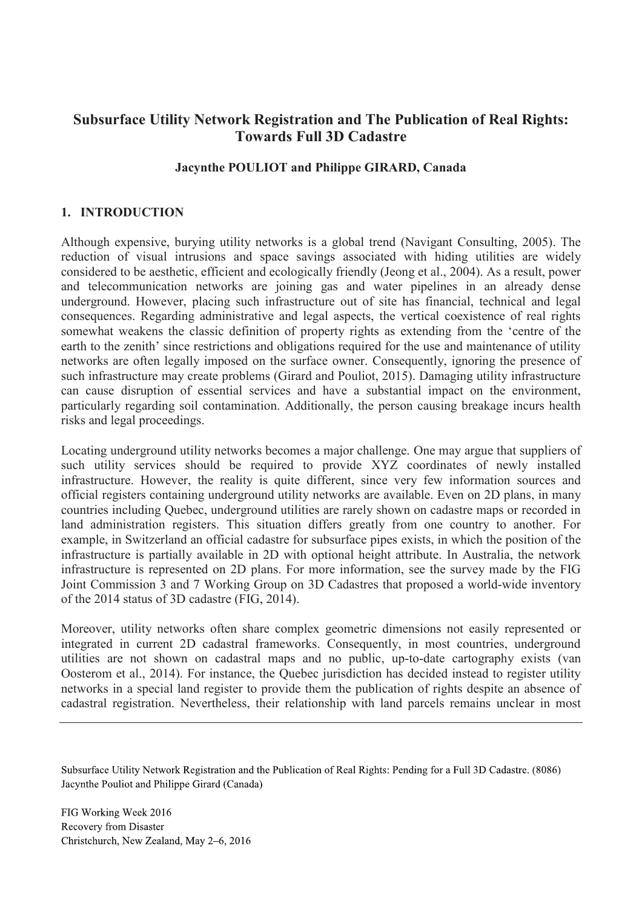# Subsurface Utility Network Registration and The Publication of Real Rights: Towards Full 3D Cadastre

**Jacynthe POULIOT and Philippe GIRARD, Canada**

## 1. INTRODUCTION

Although expensive, burying utility networks is a global trend (Navigant Consulting, 2005). The reduction of visual intrusions and space savings associated with hiding utilities are widely considered to be aesthetic, efficient and ecologically friendly (Jeong et al., 2004). As a result, power and telecommunication networks are joining gas and water pipelines in an already dense underground. However, placing such infrastructure out of site has financial, technical and legal consequences. Regarding administrative and legal aspects, the vertical coexistence of real rights somewhat weakens the classic definition of property rights as extending from the 'centre of the earth to the zenith' since restrictions and obligations required for the use and maintenance of utility networks are often legally imposed on the surface owner. Consequently, ignoring the presence of such infrastructure may create problems (Girard and Pouliot, 2015). Damaging utility infrastructure can cause disruption of essential services and have a substantial impact on the environment, particularly regarding soil contamination. Additionally, the person causing breakage incurs health risks and legal proceedings.

Locating underground utility networks becomes a major challenge. One may argue that suppliers of such utility services should be required to provide XYZ coordinates of newly installed infrastructure. However, the reality is quite different, since very few information sources and official registers containing underground utility networks are available. Even on 2D plans, in many countries including Quebec, underground utilities are rarely shown on cadastre maps or recorded in land administration registers. This situation differs greatly from one country to another. For example, in Switzerland an official cadastre for subsurface pipes exists, in which the position of the infrastructure is partially available in 2D with optional height attribute. In Australia, the network infrastructure is represented on 2D plans. For more information, see the survey made by the FIG Joint Commission 3 and 7 Working Group on 3D Cadastres that proposed a world-wide inventory of the 2014 status of 3D cadastre (FIG, 2014).

Moreover, utility networks often share complex geometric dimensions not easily represented or integrated in current 2D cadastral frameworks. Consequently, in most countries, underground utilities are not shown on cadastral maps and no public, up-to-date cartography exists (van Oosterom et al., 2014). For instance, the Quebec jurisdiction has decided instead to register utility networks in a special land register to provide them the publication of rights despite an absence of cadastral registration. Nevertheless, their relationship with land parcels remains unclear in most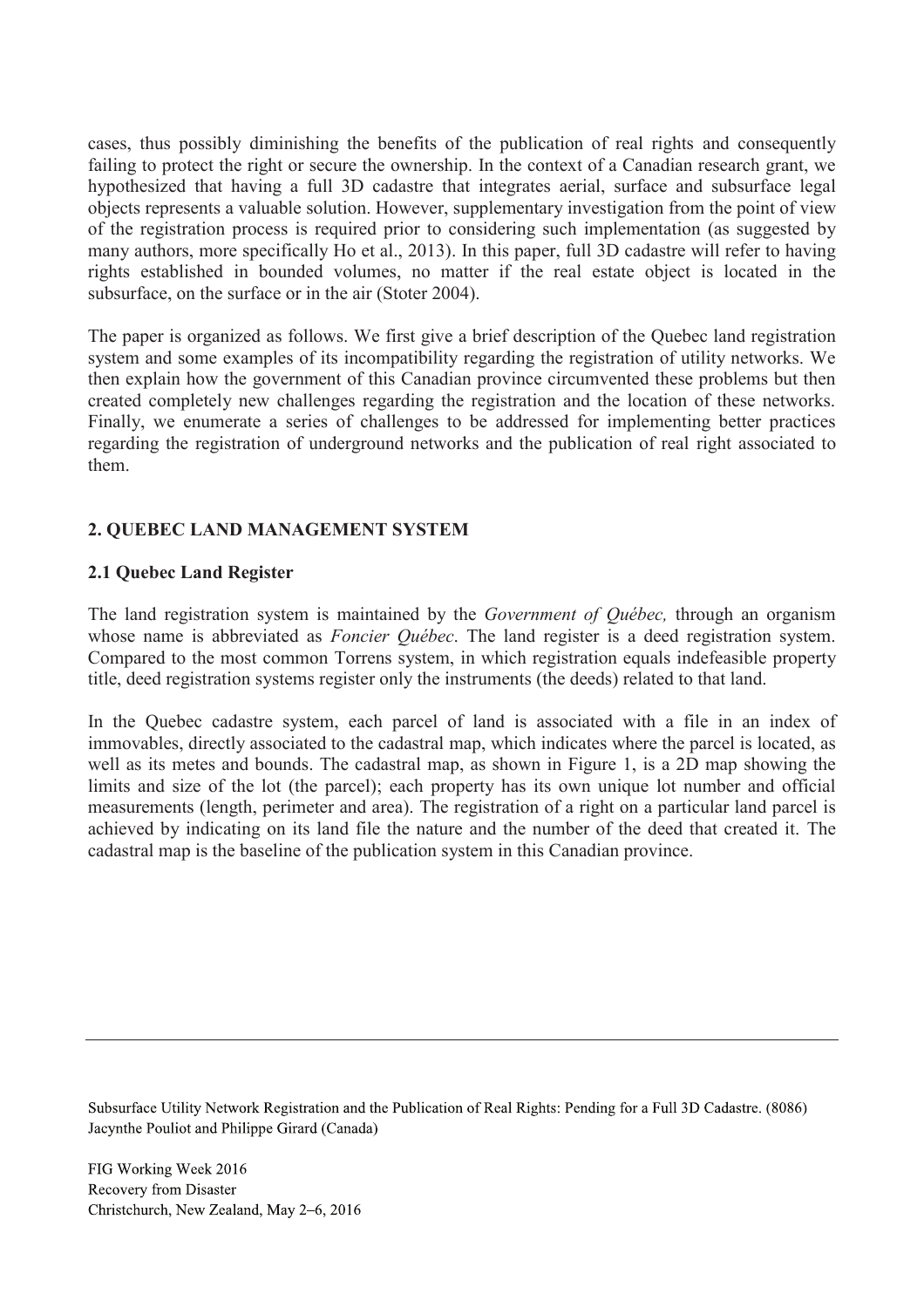cases, thus possibly diminishing the benefits of the publication of real rights and consequently failing to protect the right or secure the ownership. In the context of a Canadian research grant, we hypothesized that having a full 3D cadastre that integrates aerial, surface and subsurface legal objects represents a valuable solution. However, supplementary investigation from the point of view of the registration process is required prior to considering such implementation (as suggested by many authors, more specifically Ho et al., 2013). In this paper, full 3D cadastre will refer to having rights established in bounded volumes, no matter if the real estate object is located in the subsurface, on the surface or in the air (Stoter 2004).

The paper is organized as follows. We first give a brief description of the Quebec land registration system and some examples of its incompatibility regarding the registration of utility networks. We then explain how the government of this Canadian province circumvented these problems but then created completely new challenges regarding the registration and the location of these networks. Finally, we enumerate a series of challenges to be addressed for implementing better practices regarding the registration of underground networks and the publication of real right associated to them.

## 2. QUEBEC LAND MANAGEMENT SYSTEM

### 2.1 Quebec Land Register

The land registration system is maintained by the *Government of Québec,* through an organism whose name is abbreviated as *Foncier Québec*. The land register is a deed registration system. Compared to the most common Torrens system, in which registration equals indefeasible property title, deed registration systems register only the instruments (the deeds) related to that land.

In the Quebec cadastre system, each parcel of land is associated with a file in an index of immovables, directly associated to the cadastral map, which indicates where the parcel is located, as well as its metes and bounds. The cadastral map, as shown in Figure 1, is a 2D map showing the limits and size of the lot (the parcel); each property has its own unique lot number and official measurements (length, perimeter and area). The registration of a right on a particular land parcel is achieved by indicating on its land file the nature and the number of the deed that created it. The cadastral map is the baseline of the publication system in this Canadian province.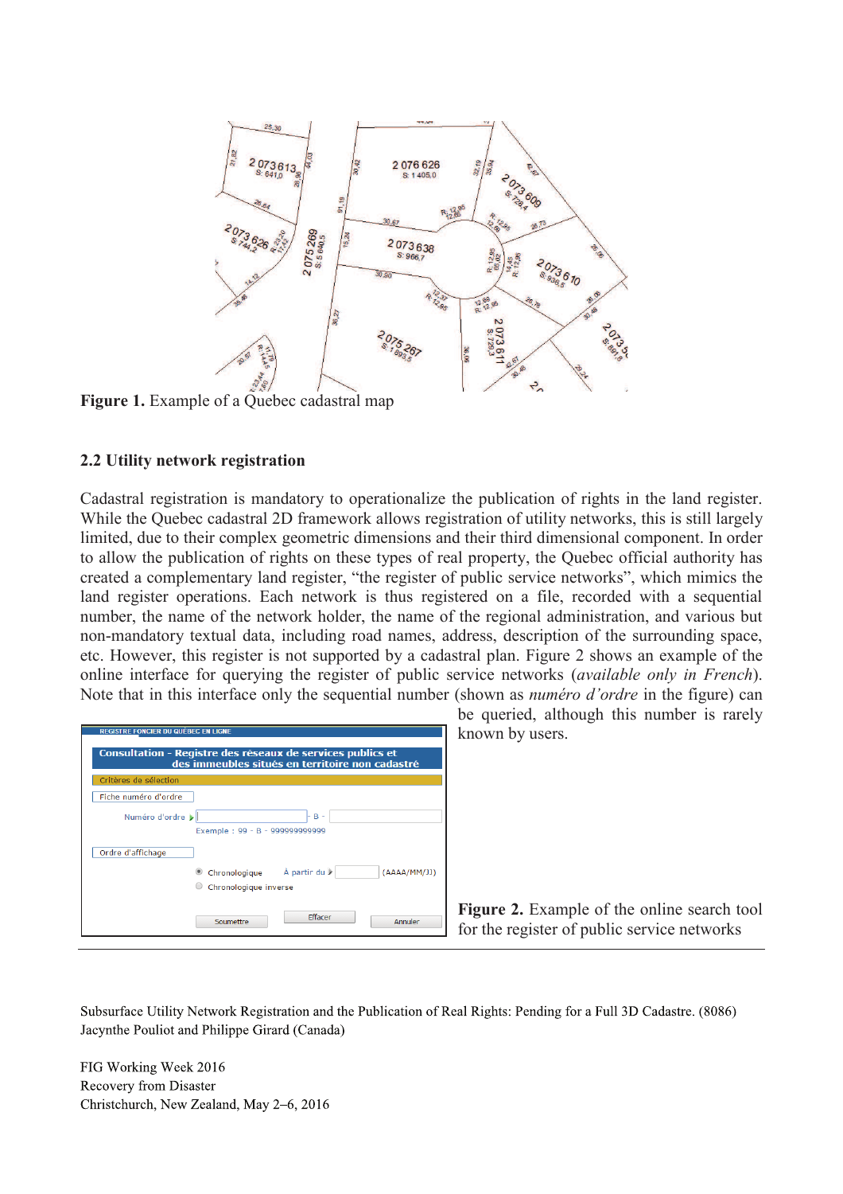**Figure 1.** Example of a Quebec cadastral map

## 2.2 Utility network registration

Cadastral registration is mandatory to operationalize the publication of rights in the land register. While the Quebec cadastral 2D framework allows registration of utility networks, this is still largely limited, due to their complex geometric dimensions and their third dimensional component. In order to allow the publication of rights on these types of real property, the Quebec official authority has created a complementary land register, "the register of public service networks", which mimics the land register operations. Each network is thus registered on a file, recorded with a sequential number, the name of the network holder, the name of the regional administration, and various but non-mandatory textual data, including road names, address, description of the surrounding space, etc. However, this register is not supported by a cadastral plan. Figure 2 shows an example of the online interface for querying the register of public service networks (*available only in French*). Note that in this interface only the sequential number (shown as *numéro d'ordre* in the figure) can be queried, although this number is rarely known by users.

**Figure 2.** Example of the online search tool for the register of public service networks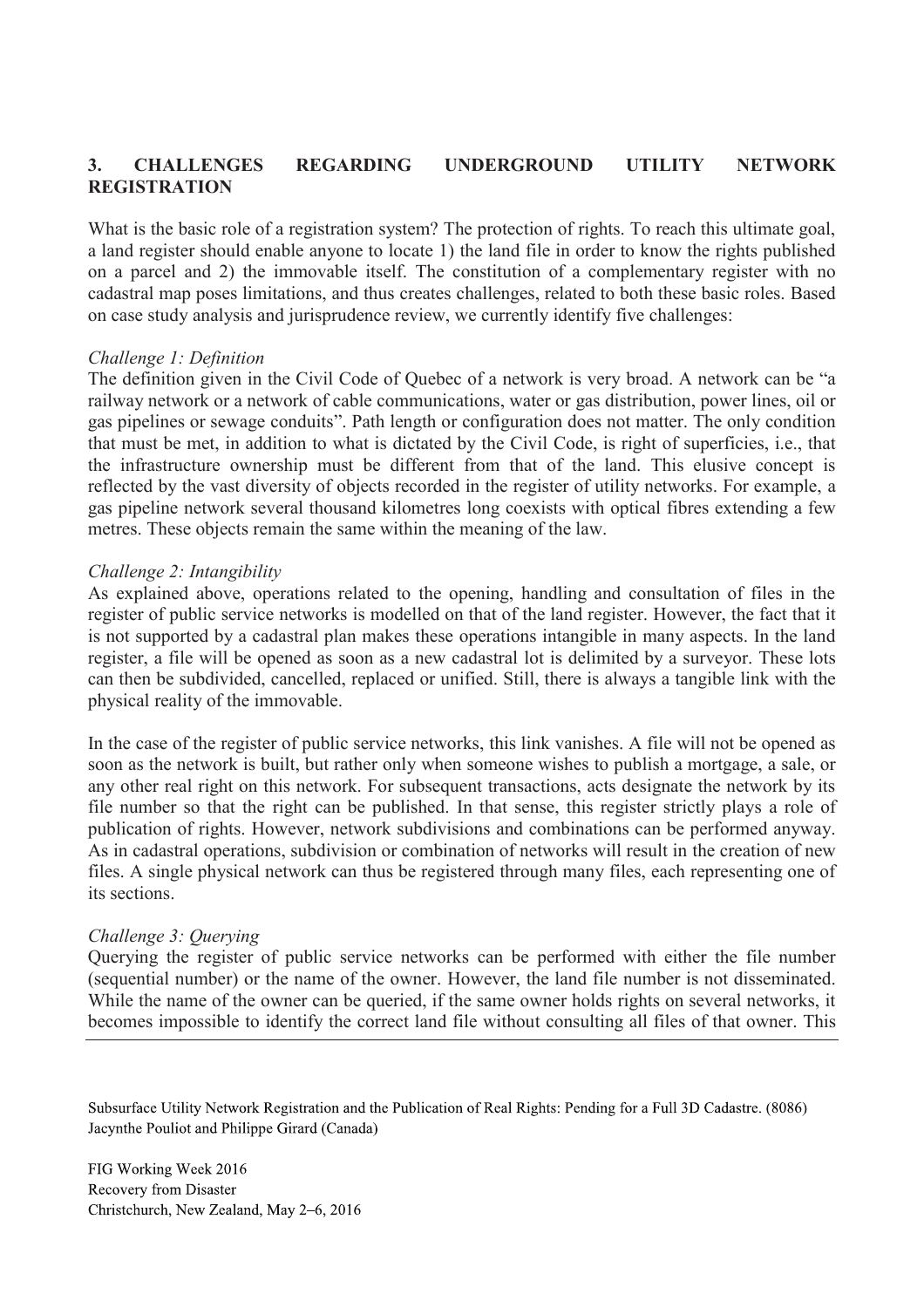## 3. CHALLENGES REGARDING UNDERGROUND UTILITY NETWORK REGISTRATION

What is the basic role of a registration system? The protection of rights. To reach this ultimate goal, a land register should enable anyone to locate 1) the land file in order to know the rights published on a parcel and 2) the immovable itself. The constitution of a complementary register with no cadastral map poses limitations, and thus creates challenges, related to both these basic roles. Based on case study analysis and jurisprudence review, we currently identify five challenges:

*Challenge 1: Definition*

The definition given in the Civil Code of Quebec of a network is very broad. A network can be "a railway network or a network of cable communications, water or gas distribution, power lines, oil or gas pipelines or sewage conduits". Path length or configuration does not matter. The only condition that must be met, in addition to what is dictated by the Civil Code, is right of superficies, i.e., that the infrastructure ownership must be different from that of the land. This elusive concept is reflected by the vast diversity of objects recorded in the register of utility networks. For example, a gas pipeline network several thousand kilometres long coexists with optical fibres extending a few metres. These objects remain the same within the meaning of the law.

*Challenge 2: Intangibility*

As explained above, operations related to the opening, handling and consultation of files in the register of public service networks is modelled on that of the land register. However, the fact that it is not supported by a cadastral plan makes these operations intangible in many aspects. In the land register, a file will be opened as soon as a new cadastral lot is delimited by a surveyor. These lots can then be subdivided, cancelled, replaced or unified. Still, there is always a tangible link with the physical reality of the immovable.

In the case of the register of public service networks, this link vanishes. A file will not be opened as soon as the network is built, but rather only when someone wishes to publish a mortgage, a sale, or any other real right on this network. For subsequent transactions, acts designate the network by its file number so that the right can be published. In that sense, this register strictly plays a role of publication of rights. However, network subdivisions and combinations can be performed anyway. As in cadastral operations, subdivision or combination of networks will result in the creation of new files. A single physical network can thus be registered through many files, each representing one of its sections.

*Challenge 3: Querying*

Querying the register of public service networks can be performed with either the file number (sequential number) or the name of the owner. However, the land file number is not disseminated. While the name of the owner can be queried, if the same owner holds rights on several networks, it becomes impossible to identify the correct land file without consulting all files of that owner. This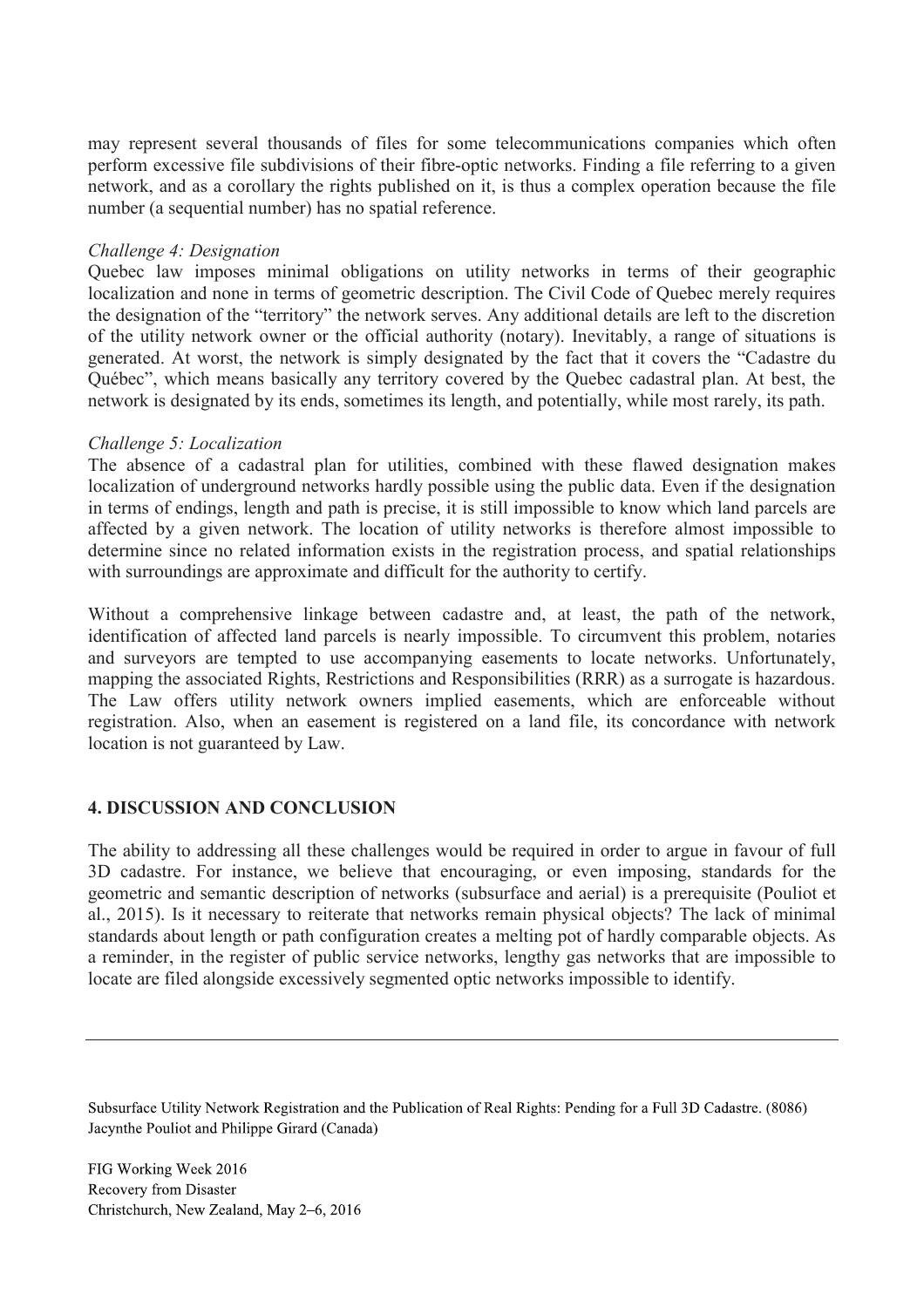may represent several thousands of files for some telecommunications companies which often perform excessive file subdivisions of their fibre-optic networks. Finding a file referring to a given network, and as a corollary the rights published on it, is thus a complex operation because the file number (a sequential number) has no spatial reference.

*Challenge 4: Designation*

Quebec law imposes minimal obligations on utility networks in terms of their geographic localization and none in terms of geometric description. The Civil Code of Quebec merely requires the designation of the "territory" the network serves. Any additional details are left to the discretion of the utility network owner or the official authority (notary). Inevitably, a range of situations is generated. At worst, the network is simply designated by the fact that it covers the "Cadastre du Québec", which means basically any territory covered by the Quebec cadastral plan. At best, the network is designated by its ends, sometimes its length, and potentially, while most rarely, its path.

*Challenge 5: Localization*

The absence of a cadastral plan for utilities, combined with these flawed designation makes localization of underground networks hardly possible using the public data. Even if the designation in terms of endings, length and path is precise, it is still impossible to know which land parcels are affected by a given network. The location of utility networks is therefore almost impossible to determine since no related information exists in the registration process, and spatial relationships with surroundings are approximate and difficult for the authority to certify.

Without a comprehensive linkage between cadastre and, at least, the path of the network, identification of affected land parcels is nearly impossible. To circumvent this problem, notaries and surveyors are tempted to use accompanying easements to locate networks. Unfortunately, mapping the associated Rights, Restrictions and Responsibilities (RRR) as a surrogate is hazardous. The Law offers utility network owners implied easements, which are enforceable without registration. Also, when an easement is registered on a land file, its concordance with network location is not guaranteed by Law.

## 4. DISCUSSION AND CONCLUSION

The ability to addressing all these challenges would be required in order to argue in favour of full 3D cadastre. For instance, we believe that encouraging, or even imposing, standards for the geometric and semantic description of networks (subsurface and aerial) is a prerequisite (Pouliot et al., 2015). Is it necessary to reiterate that networks remain physical objects? The lack of minimal standards about length or path configuration creates a melting pot of hardly comparable objects. As a reminder, in the register of public service networks, lengthy gas networks that are impossible to locate are filed alongside excessively segmented optic networks impossible to identify.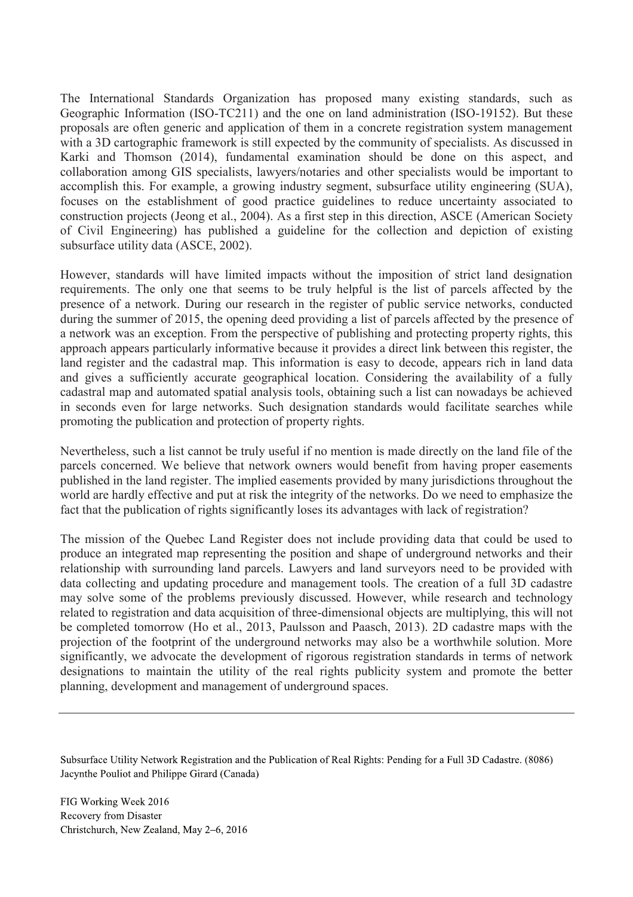The International Standards Organization has proposed many existing standards, such as Geographic Information (ISO-TC211) and the one on land administration (ISO-19152). But these proposals are often generic and application of them in a concrete registration system management with a 3D cartographic framework is still expected by the community of specialists. As discussed in Karki and Thomson (2014), fundamental examination should be done on this aspect, and collaboration among GIS specialists, lawyers/notaries and other specialists would be important to accomplish this. For example, a growing industry segment, subsurface utility engineering (SUA), focuses on the establishment of good practice guidelines to reduce uncertainty associated to construction projects (Jeong et al., 2004). As a first step in this direction, ASCE (American Society of Civil Engineering) has published a guideline for the collection and depiction of existing subsurface utility data (ASCE, 2002).

However, standards will have limited impacts without the imposition of strict land designation requirements. The only one that seems to be truly helpful is the list of parcels affected by the presence of a network. During our research in the register of public service networks, conducted during the summer of 2015, the opening deed providing a list of parcels affected by the presence of a network was an exception. From the perspective of publishing and protecting property rights, this approach appears particularly informative because it provides a direct link between this register, the land register and the cadastral map. This information is easy to decode, appears rich in land data and gives a sufficiently accurate geographical location. Considering the availability of a fully cadastral map and automated spatial analysis tools, obtaining such a list can nowadays be achieved in seconds even for large networks. Such designation standards would facilitate searches while promoting the publication and protection of property rights.

Nevertheless, such a list cannot be truly useful if no mention is made directly on the land file of the parcels concerned. We believe that network owners would benefit from having proper easements published in the land register. The implied easements provided by many jurisdictions throughout the world are hardly effective and put at risk the integrity of the networks. Do we need to emphasize the fact that the publication of rights significantly loses its advantages with lack of registration?

The mission of the Quebec Land Register does not include providing data that could be used to produce an integrated map representing the position and shape of underground networks and their relationship with surrounding land parcels. Lawyers and land surveyors need to be provided with data collecting and updating procedure and management tools. The creation of a full 3D cadastre may solve some of the problems previously discussed. However, while research and technology related to registration and data acquisition of three-dimensional objects are multiplying, this will not be completed tomorrow (Ho et al., 2013, Paulsson and Paasch, 2013). 2D cadastre maps with the projection of the footprint of the underground networks may also be a worthwhile solution. More significantly, we advocate the development of rigorous registration standards in terms of network designations to maintain the utility of the real rights publicity system and promote the better planning, development and management of underground spaces.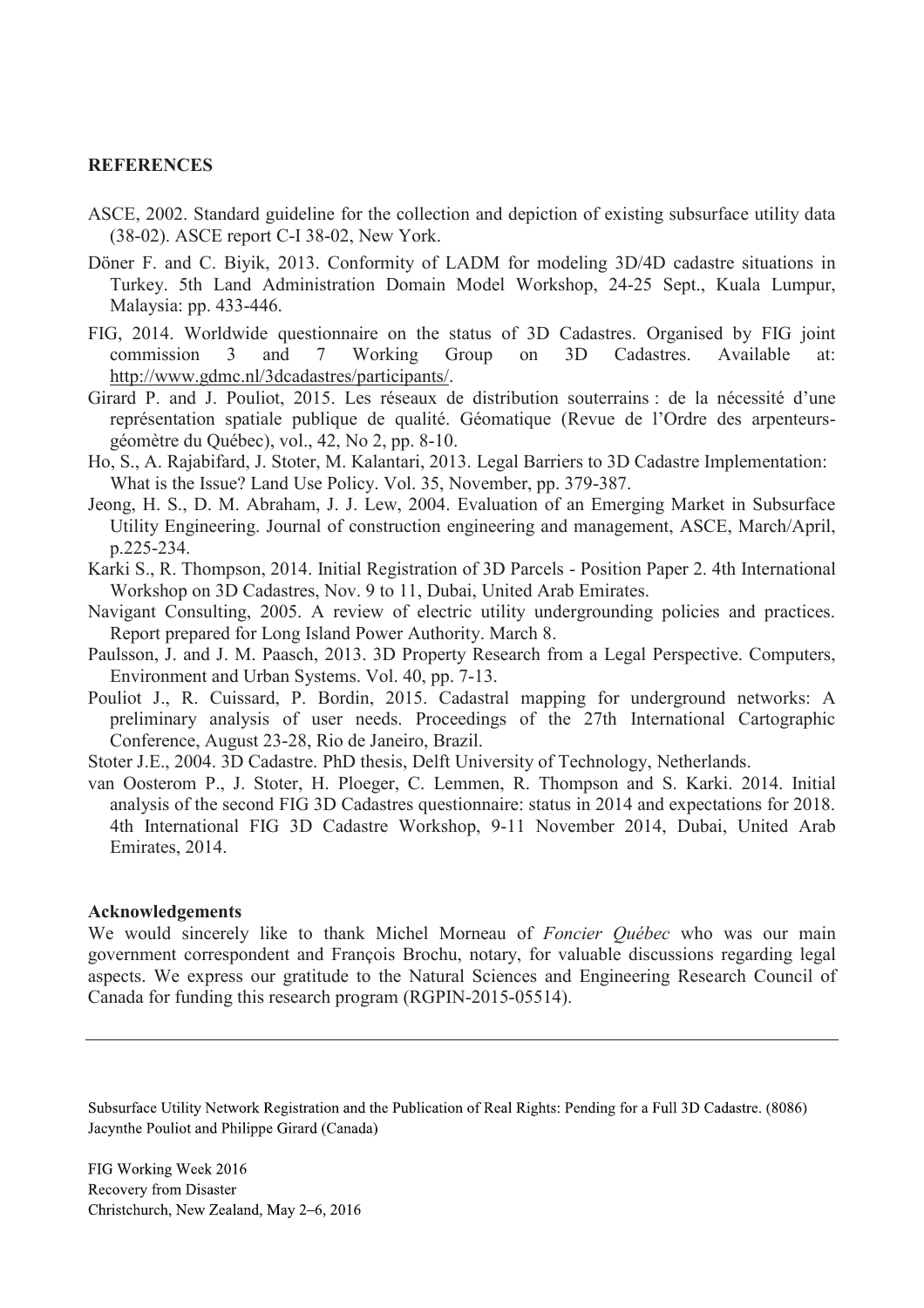## REFERENCES

ASCE, 2002. Standard guideline for the collection and depiction of existing subsurface utility data (38-02). ASCE report C-I 38-02, New York.

Döner F. and C. Biyik, 2013. Conformity of LADM for modeling 3D/4D cadastre situations in Turkey. 5th Land Administration Domain Model Workshop, 24-25 Sept., Kuala Lumpur, Malaysia: pp. 433-446.

FIG, 2014. Worldwide questionnaire on the status of 3D Cadastres. Organised by FIG joint commission 3 and 7 Working Group on 3D Cadastres. Available at: http://www.gdmc.nl/3dcadastres/participants/.

Girard P. and J. Pouliot, 2015. Les réseaux de distribution souterrains : de la nécessité d'une représentation spatiale publique de qualité. Géomatique (Revue de l'Ordre des arpenteurs-géomètre du Québec), vol., 42, No 2, pp. 8-10.

Ho, S., A. Rajabifard, J. Stoter, M. Kalantari, 2013. Legal Barriers to 3D Cadastre Implementation: What is the Issue? Land Use Policy. Vol. 35, November, pp. 379-387.

Jeong, H. S., D. M. Abraham, J. J. Lew, 2004. Evaluation of an Emerging Market in Subsurface Utility Engineering. Journal of construction engineering and management, ASCE, March/April, p.225-234.

Karki S., R. Thompson, 2014. Initial Registration of 3D Parcels - Position Paper 2. 4th International Workshop on 3D Cadastres, Nov. 9 to 11, Dubai, United Arab Emirates.

Navigant Consulting, 2005. A review of electric utility undergrounding policies and practices. Report prepared for Long Island Power Authority. March 8.

Paulsson, J. and J. M. Paasch, 2013. 3D Property Research from a Legal Perspective. Computers, Environment and Urban Systems. Vol. 40, pp. 7-13.

Pouliot J., R. Cuissard, P. Bordin, 2015. Cadastral mapping for underground networks: A preliminary analysis of user needs. Proceedings of the 27th International Cartographic Conference, August 23-28, Rio de Janeiro, Brazil.

Stoter J.E., 2004. 3D Cadastre. PhD thesis, Delft University of Technology, Netherlands.

van Oosterom P., J. Stoter, H. Ploeger, C. Lemmen, R. Thompson and S. Karki. 2014. Initial analysis of the second FIG 3D Cadastres questionnaire: status in 2014 and expectations for 2018. 4th International FIG 3D Cadastre Workshop, 9-11 November 2014, Dubai, United Arab Emirates, 2014.

### Acknowledgements

We would sincerely like to thank Michel Morneau of *Foncier Québec* who was our main government correspondent and François Brochu, notary, for valuable discussions regarding legal aspects. We express our gratitude to the Natural Sciences and Engineering Research Council of Canada for funding this research program (RGPIN-2015-05514).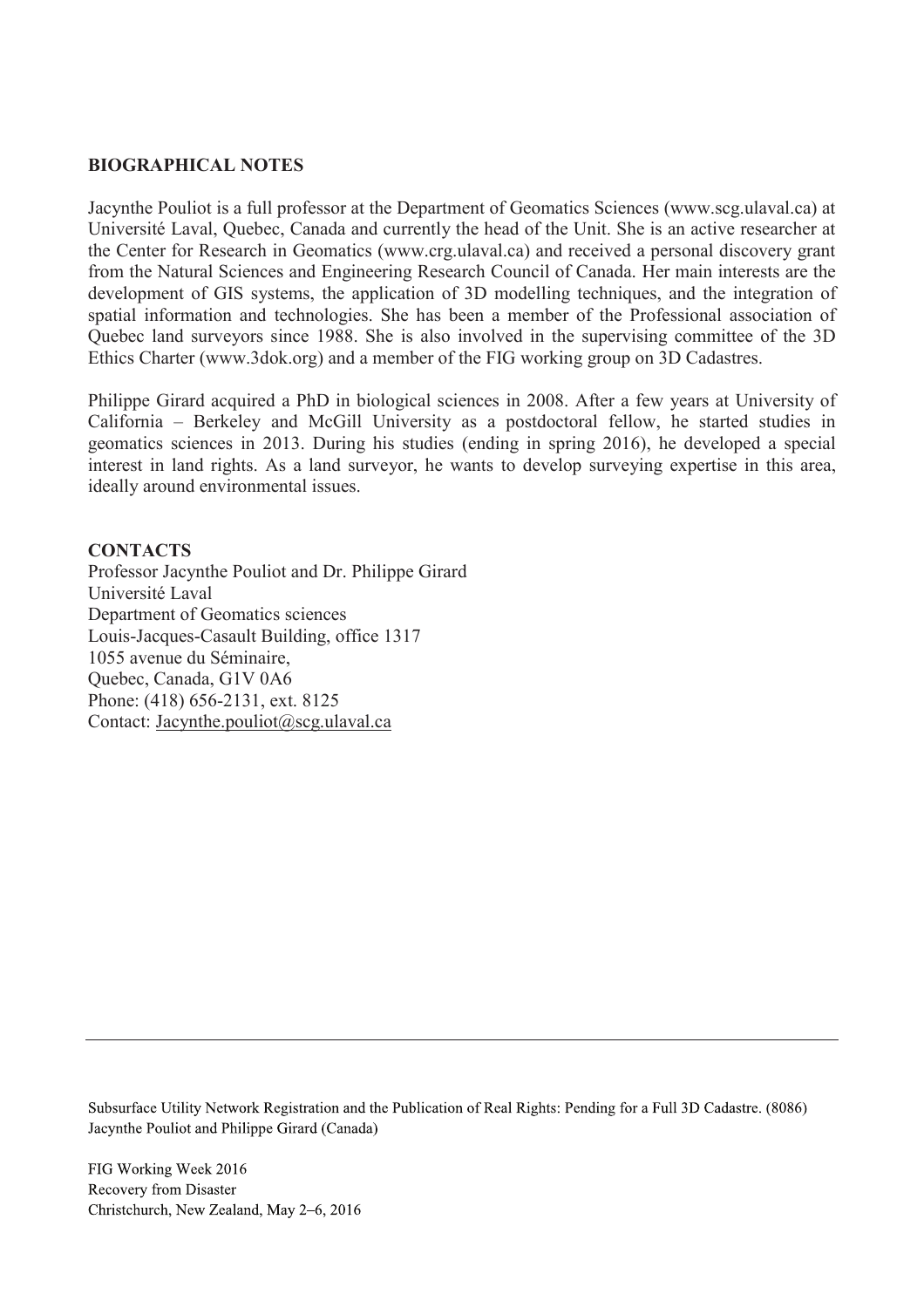## BIOGRAPHICAL NOTES

Jacynthe Pouliot is a full professor at the Department of Geomatics Sciences (www.scg.ulaval.ca) at Université Laval, Quebec, Canada and currently the head of the Unit. She is an active researcher at the Center for Research in Geomatics (www.crg.ulaval.ca) and received a personal discovery grant from the Natural Sciences and Engineering Research Council of Canada. Her main interests are the development of GIS systems, the application of 3D modelling techniques, and the integration of spatial information and technologies. She has been a member of the Professional association of Quebec land surveyors since 1988. She is also involved in the supervising committee of the 3D Ethics Charter (www.3dok.org) and a member of the FIG working group on 3D Cadastres.

Philippe Girard acquired a PhD in biological sciences in 2008. After a few years at University of California – Berkeley and McGill University as a postdoctoral fellow, he started studies in geomatics sciences in 2013. During his studies (ending in spring 2016), he developed a special interest in land rights. As a land surveyor, he wants to develop surveying expertise in this area, ideally around environmental issues.

## CONTACTS

Professor Jacynthe Pouliot and Dr. Philippe Girard
Université Laval
Department of Geomatics sciences
Louis-Jacques-Casault Building, office 1317
1055 avenue du Séminaire,
Quebec, Canada, G1V 0A6
Phone: (418) 656-2131, ext. 8125
Contact: Jacynthe.pouliot@scg.ulaval.ca